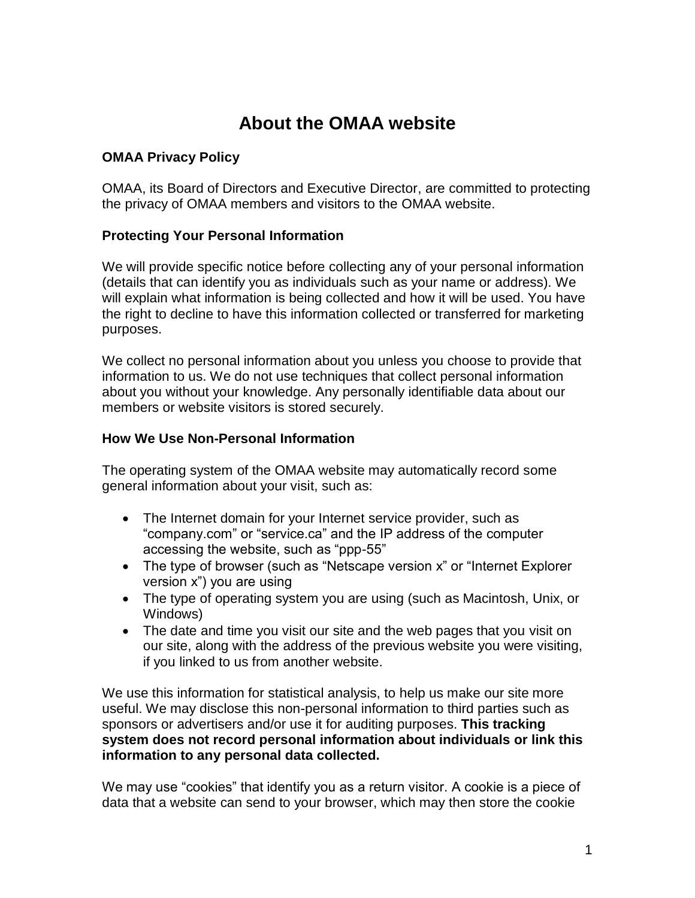# About the OMAA website

### OMAA Privacy Policy

OMAA, its Board of Directors and Executive Director, are committed to protecting the privacy of OMAA members and visitors to the OMAA website.

### Protecting Your Personal Information

We will provide specific notice before collecting any of your personal information (details that can identify you as individuals such as your name or address). We will explain what information is being collected and how it will be used. You have the right to decline to have this information collected or transferred for marketing purposes.

We collect no personal information about you unless you choose to provide that information to us. We do not use techniques that collect personal information about you without your knowledge. Any personally identifiable data about our members or website visitors is stored securely.

### How We Use Non-Personal Information

The operating system of the OMAA website may automatically record some general information about your visit, such as:

- The Internet domain for your Internet service provider, such as "company.com" or "service.ca" and the IP address of the computer accessing the website, such as "ppp-55"
- The type of browser (such as "Netscape version x" or "Internet Explorer version x") you are using
- The type of operating system you are using (such as Macintosh, Unix, or Windows)
- The date and time you visit our site and the web pages that you visit on our site, along with the address of the previous website you were visiting, if you linked to us from another website.

We use this information for statistical analysis, to help us make our site more useful. We may disclose this non-personal information to third parties such as sponsors or advertisers and/or use it for auditing purposes. **This tracking system does not record personal information about individuals or link this information to any personal data collected.**

We may use "cookies" that identify you as a return visitor. A cookie is a piece of data that a website can send to your browser, which may then store the cookie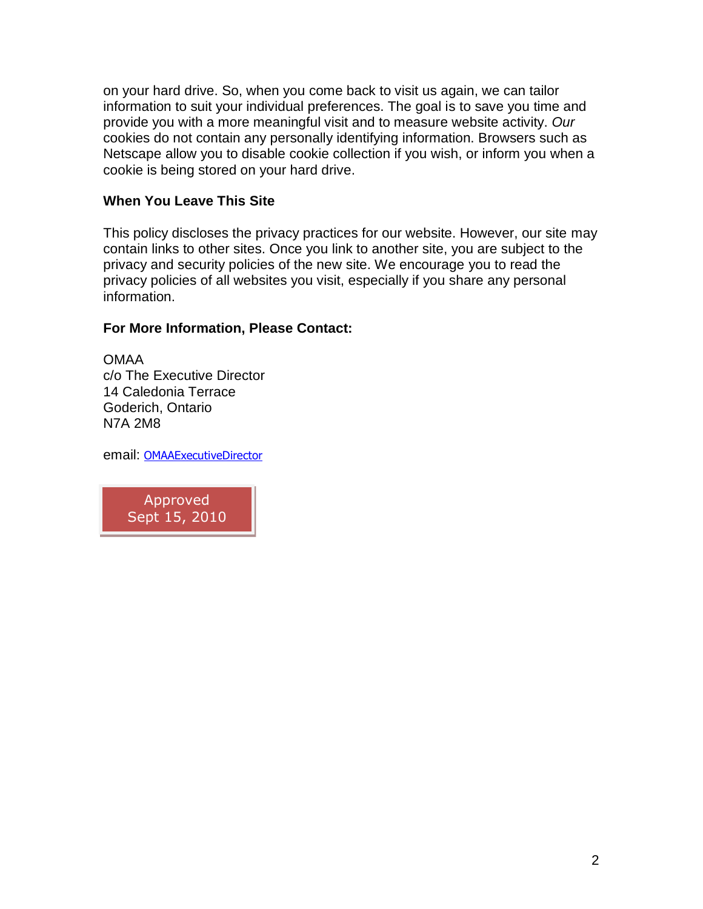on your hard drive. So, when you come back to visit us again, we can tailor information to suit your individual preferences. The goal is to save you time and provide you with a more meaningful visit and to measure website activity. *Our* cookies do not contain any personally identifying information. Browsers such as Netscape allow you to disable cookie collection if you wish, or inform you when a cookie is being stored on your hard drive.

**When You Leave This Site**

This policy discloses the privacy practices for our website. However, our site may contain links to other sites. Once you link to another site, you are subject to the privacy and security policies of the new site. We encourage you to read the privacy policies of all websites you visit, especially if you share any personal information.

**For More Information, Please Contact:**

OMAA
c/o The Executive Director
14 Caledonia Terrace
Goderich, Ontario
N7A 2M8

email: OMAAExecutiveDirector

Approved
Sept 15, 2010